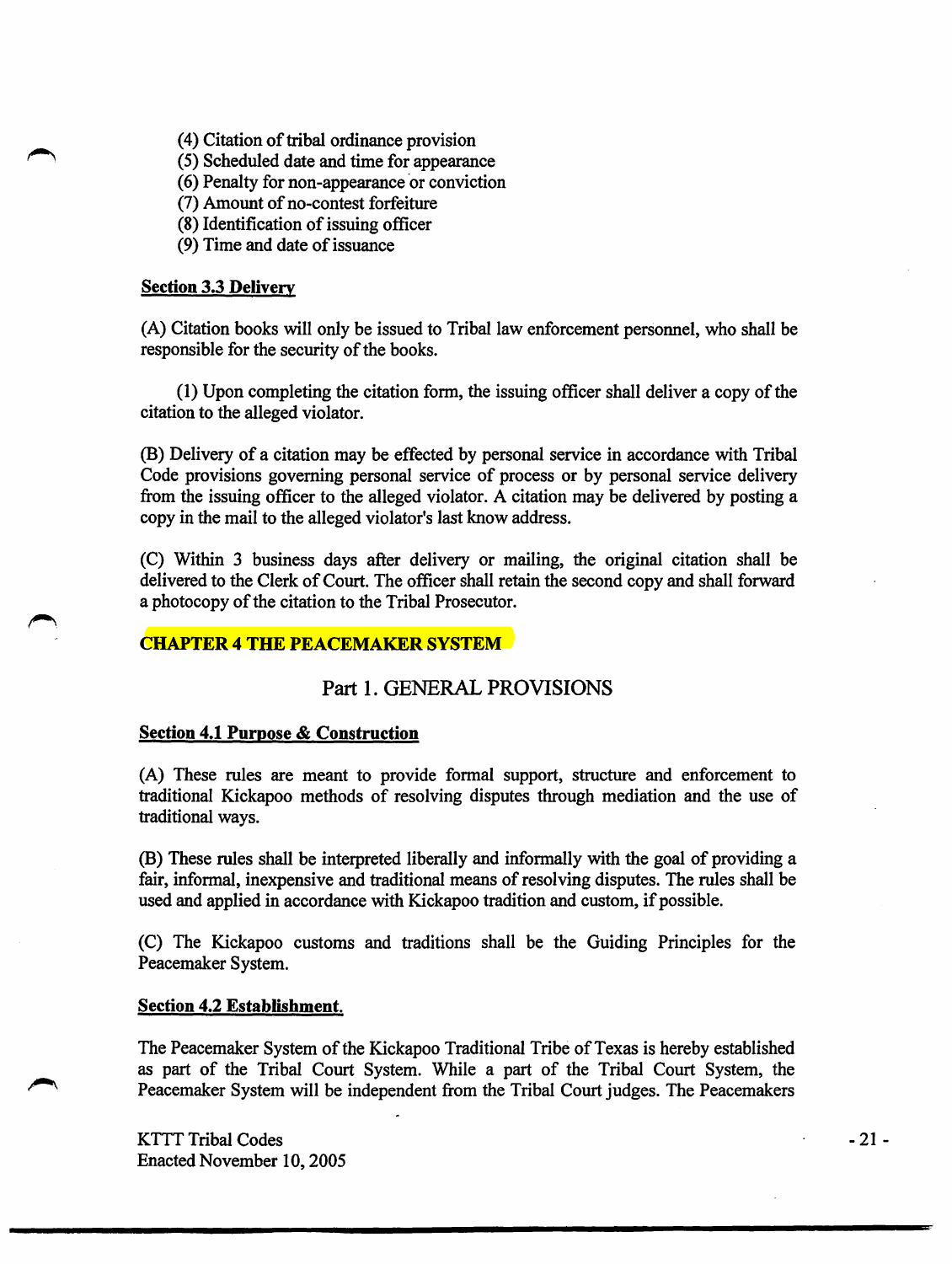(4) Citation of tribal ordinance provision
(5) Scheduled date and time for appearance
(6) Penalty for non-appearance or conviction
(7) Amount of no-contest forfeiture
(8) Identification of issuing officer
(9) Time and date of issuance

**Section 3.3 Delivery**

(A) Citation books will only be issued to Tribal law enforcement personnel, who shall be responsible for the security of the books.

(1) Upon completing the citation form, the issuing officer shall deliver a copy of the citation to the alleged violator.

(B) Delivery of a citation may be effected by personal service in accordance with Tribal Code provisions governing personal service of process or by personal service delivery from the issuing officer to the alleged violator. A citation may be delivered by posting a copy in the mail to the alleged violator's last know address.

(C) Within 3 business days after delivery or mailing, the original citation shall be delivered to the Clerk of Court. The officer shall retain the second copy and shall forward a photocopy of the citation to the Tribal Prosecutor.

## CHAPTER 4 THE PEACEMAKER SYSTEM

### Part 1. GENERAL PROVISIONS

**Section 4.1 Purpose & Construction**

(A) These rules are meant to provide formal support, structure and enforcement to traditional Kickapoo methods of resolving disputes through mediation and the use of traditional ways.

(B) These rules shall be interpreted liberally and informally with the goal of providing a fair, informal, inexpensive and traditional means of resolving disputes. The rules shall be used and applied in accordance with Kickapoo tradition and custom, if possible.

(C) The Kickapoo customs and traditions shall be the Guiding Principles for the Peacemaker System.

**Section 4.2 Establishment.**

The Peacemaker System of the Kickapoo Traditional Tribe of Texas is hereby established as part of the Tribal Court System. While a part of the Tribal Court System, the Peacemaker System will be independent from the Tribal Court judges. The Peacemakers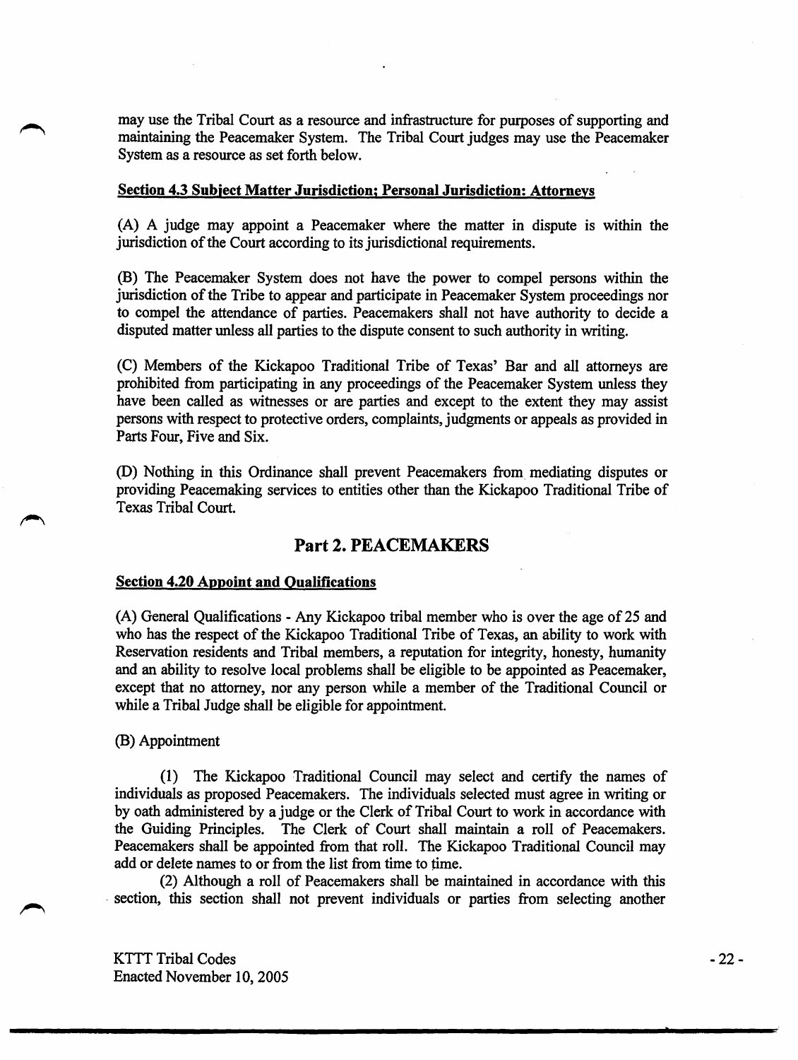may use the Tribal Court as a resource and infrastructure for purposes of supporting and maintaining the Peacemaker System. The Tribal Court judges may use the Peacemaker System as a resource as set forth below.

**Section 4.3 Subject Matter Jurisdiction; Personal Jurisdiction: Attorneys**

(A) A judge may appoint a Peacemaker where the matter in dispute is within the jurisdiction of the Court according to its jurisdictional requirements.

(B) The Peacemaker System does not have the power to compel persons within the jurisdiction of the Tribe to appear and participate in Peacemaker System proceedings nor to compel the attendance of parties. Peacemakers shall not have authority to decide a disputed matter unless all parties to the dispute consent to such authority in writing.

(C) Members of the Kickapoo Traditional Tribe of Texas' Bar and all attorneys are prohibited from participating in any proceedings of the Peacemaker System unless they have been called as witnesses or are parties and except to the extent they may assist persons with respect to protective orders, complaints, judgments or appeals as provided in Parts Four, Five and Six.

(D) Nothing in this Ordinance shall prevent Peacemakers from mediating disputes or providing Peacemaking services to entities other than the Kickapoo Traditional Tribe of Texas Tribal Court.

## Part 2. PEACEMAKERS

**Section 4.20 Appoint and Qualifications**

(A) General Qualifications - Any Kickapoo tribal member who is over the age of 25 and who has the respect of the Kickapoo Traditional Tribe of Texas, an ability to work with Reservation residents and Tribal members, a reputation for integrity, honesty, humanity and an ability to resolve local problems shall be eligible to be appointed as Peacemaker, except that no attorney, nor any person while a member of the Traditional Council or while a Tribal Judge shall be eligible for appointment.

(B) Appointment

(1) The Kickapoo Traditional Council may select and certify the names of individuals as proposed Peacemakers. The individuals selected must agree in writing or by oath administered by a judge or the Clerk of Tribal Court to work in accordance with the Guiding Principles. The Clerk of Court shall maintain a roll of Peacemakers. Peacemakers shall be appointed from that roll. The Kickapoo Traditional Council may add or delete names to or from the list from time to time.

(2) Although a roll of Peacemakers shall be maintained in accordance with this section, this section shall not prevent individuals or parties from selecting another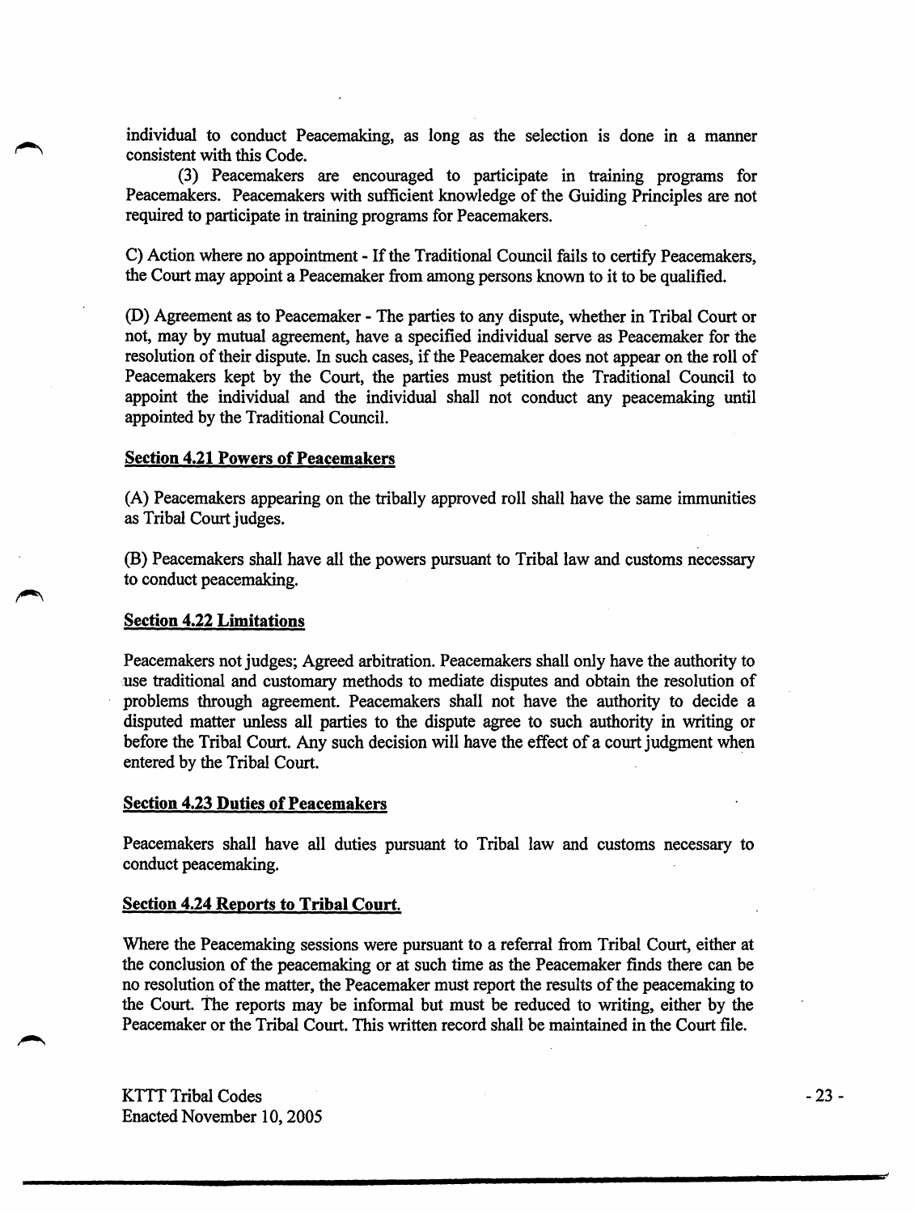individual to conduct Peacemaking, as long as the selection is done in a manner consistent with this Code.

(3) Peacemakers are encouraged to participate in training programs for Peacemakers. Peacemakers with sufficient knowledge of the Guiding Principles are not required to participate in training programs for Peacemakers.

C) Action where no appointment - If the Traditional Council fails to certify Peacemakers, the Court may appoint a Peacemaker from among persons known to it to be qualified.

(D) Agreement as to Peacemaker - The parties to any dispute, whether in Tribal Court or not, may by mutual agreement, have a specified individual serve as Peacemaker for the resolution of their dispute. In such cases, if the Peacemaker does not appear on the roll of Peacemakers kept by the Court, the parties must petition the Traditional Council to appoint the individual and the individual shall not conduct any peacemaking until appointed by the Traditional Council.

## Section 4.21 Powers of Peacemakers

(A) Peacemakers appearing on the tribally approved roll shall have the same immunities as Tribal Court judges.

(B) Peacemakers shall have all the powers pursuant to Tribal law and customs necessary to conduct peacemaking.

## Section 4.22 Limitations

Peacemakers not judges; Agreed arbitration. Peacemakers shall only have the authority to use traditional and customary methods to mediate disputes and obtain the resolution of problems through agreement. Peacemakers shall not have the authority to decide a disputed matter unless all parties to the dispute agree to such authority in writing or before the Tribal Court. Any such decision will have the effect of a court judgment when entered by the Tribal Court.

## Section 4.23 Duties of Peacemakers

Peacemakers shall have all duties pursuant to Tribal law and customs necessary to conduct peacemaking.

## Section 4.24 Reports to Tribal Court.

Where the Peacemaking sessions were pursuant to a referral from Tribal Court, either at the conclusion of the peacemaking or at such time as the Peacemaker finds there can be no resolution of the matter, the Peacemaker must report the results of the peacemaking to the Court. The reports may be informal but must be reduced to writing, either by the Peacemaker or the Tribal Court. This written record shall be maintained in the Court file.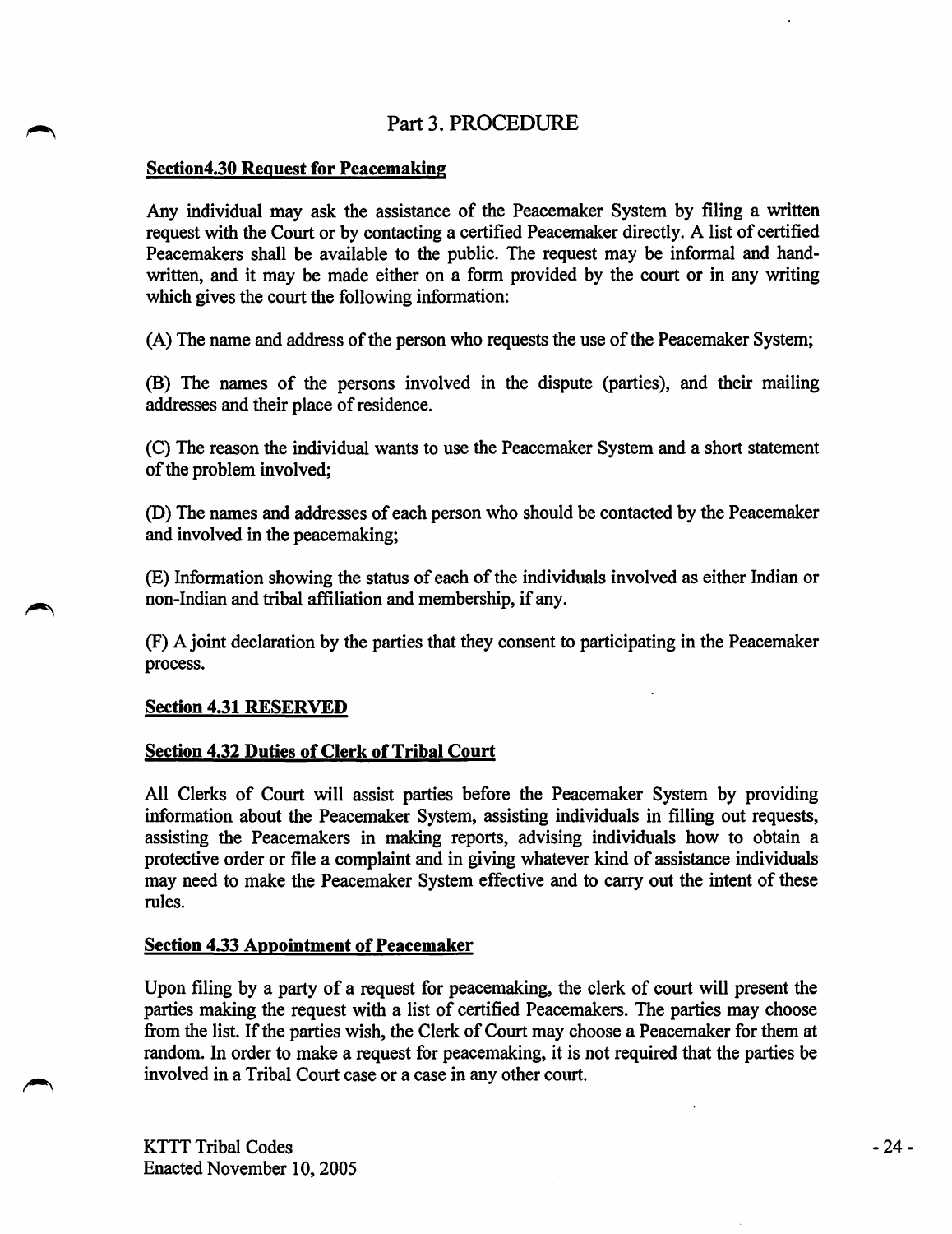## Part 3. PROCEDURE

**Section4.30 Request for Peacemaking**

Any individual may ask the assistance of the Peacemaker System by filing a written request with the Court or by contacting a certified Peacemaker directly. A list of certified Peacemakers shall be available to the public. The request may be informal and hand-written, and it may be made either on a form provided by the court or in any writing which gives the court the following information:

(A) The name and address of the person who requests the use of the Peacemaker System;

(B) The names of the persons involved in the dispute (parties), and their mailing addresses and their place of residence.

(C) The reason the individual wants to use the Peacemaker System and a short statement of the problem involved;

(D) The names and addresses of each person who should be contacted by the Peacemaker and involved in the peacemaking;

(E) Information showing the status of each of the individuals involved as either Indian or non-Indian and tribal affiliation and membership, if any.

(F) A joint declaration by the parties that they consent to participating in the Peacemaker process.

**Section 4.31 RESERVED**

**Section 4.32 Duties of Clerk of Tribal Court**

All Clerks of Court will assist parties before the Peacemaker System by providing information about the Peacemaker System, assisting individuals in filling out requests, assisting the Peacemakers in making reports, advising individuals how to obtain a protective order or file a complaint and in giving whatever kind of assistance individuals may need to make the Peacemaker System effective and to carry out the intent of these rules.

**Section 4.33 Appointment of Peacemaker**

Upon filing by a party of a request for peacemaking, the clerk of court will present the parties making the request with a list of certified Peacemakers. The parties may choose from the list. If the parties wish, the Clerk of Court may choose a Peacemaker for them at random. In order to make a request for peacemaking, it is not required that the parties be involved in a Tribal Court case or a case in any other court.

KTTT Tribal Codes
Enacted November 10, 2005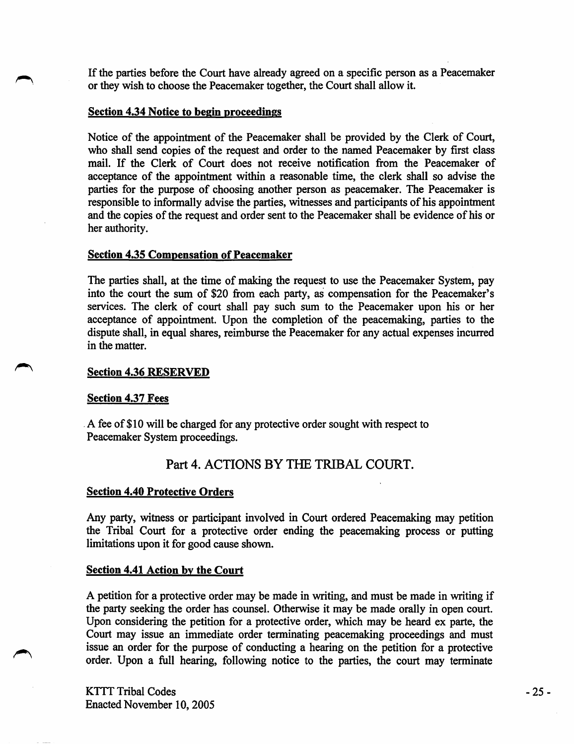If the parties before the Court have already agreed on a specific person as a Peacemaker or they wish to choose the Peacemaker together, the Court shall allow it.

**Section 4.34 Notice to begin proceedings**

Notice of the appointment of the Peacemaker shall be provided by the Clerk of Court, who shall send copies of the request and order to the named Peacemaker by first class mail. If the Clerk of Court does not receive notification from the Peacemaker of acceptance of the appointment within a reasonable time, the clerk shall so advise the parties for the purpose of choosing another person as peacemaker. The Peacemaker is responsible to informally advise the parties, witnesses and participants of his appointment and the copies of the request and order sent to the Peacemaker shall be evidence of his or her authority.

**Section 4.35 Compensation of Peacemaker**

The parties shall, at the time of making the request to use the Peacemaker System, pay into the court the sum of $20 from each party, as compensation for the Peacemaker's services. The clerk of court shall pay such sum to the Peacemaker upon his or her acceptance of appointment. Upon the completion of the peacemaking, parties to the dispute shall, in equal shares, reimburse the Peacemaker for any actual expenses incurred in the matter.

**Section 4.36 RESERVED**

**Section 4.37 Fees**

A fee of $10 will be charged for any protective order sought with respect to Peacemaker System proceedings.

## Part 4. ACTIONS BY THE TRIBAL COURT.

**Section 4.40 Protective Orders**

Any party, witness or participant involved in Court ordered Peacemaking may petition the Tribal Court for a protective order ending the peacemaking process or putting limitations upon it for good cause shown.

**Section 4.41 Action by the Court**

A petition for a protective order may be made in writing, and must be made in writing if the party seeking the order has counsel. Otherwise it may be made orally in open court. Upon considering the petition for a protective order, which may be heard ex parte, the Court may issue an immediate order terminating peacemaking proceedings and must issue an order for the purpose of conducting a hearing on the petition for a protective order. Upon a full hearing, following notice to the parties, the court may terminate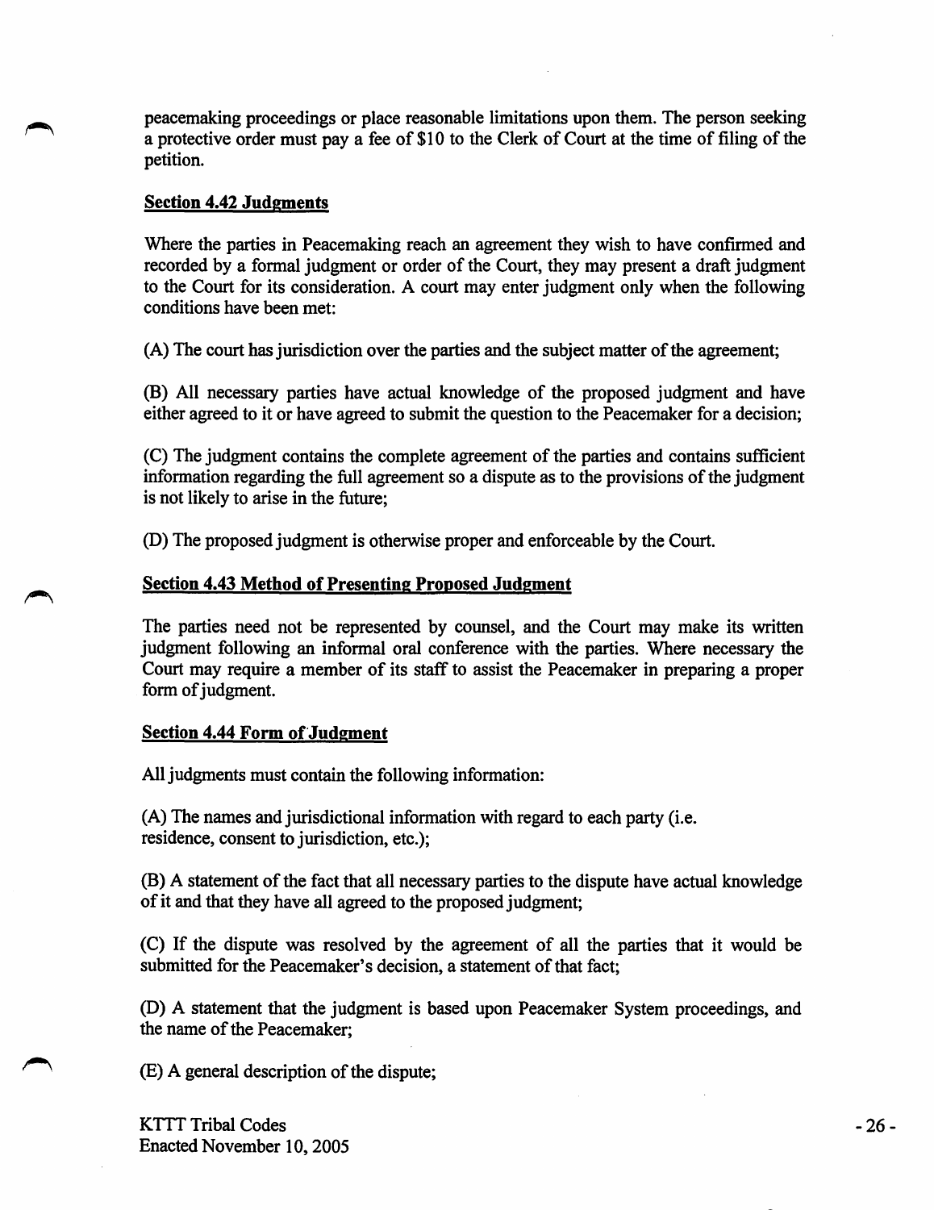peacemaking proceedings or place reasonable limitations upon them. The person seeking a protective order must pay a fee of $10 to the Clerk of Court at the time of filing of the petition.

**Section 4.42 Judgments**

Where the parties in Peacemaking reach an agreement they wish to have confirmed and recorded by a formal judgment or order of the Court, they may present a draft judgment to the Court for its consideration. A court may enter judgment only when the following conditions have been met:

(A) The court has jurisdiction over the parties and the subject matter of the agreement;

(B) All necessary parties have actual knowledge of the proposed judgment and have either agreed to it or have agreed to submit the question to the Peacemaker for a decision;

(C) The judgment contains the complete agreement of the parties and contains sufficient information regarding the full agreement so a dispute as to the provisions of the judgment is not likely to arise in the future;

(D) The proposed judgment is otherwise proper and enforceable by the Court.

**Section 4.43 Method of Presenting Proposed Judgment**

The parties need not be represented by counsel, and the Court may make its written judgment following an informal oral conference with the parties. Where necessary the Court may require a member of its staff to assist the Peacemaker in preparing a proper form of judgment.

**Section 4.44 Form of Judgment**

All judgments must contain the following information:

(A) The names and jurisdictional information with regard to each party (i.e. residence, consent to jurisdiction, etc.);

(B) A statement of the fact that all necessary parties to the dispute have actual knowledge of it and that they have all agreed to the proposed judgment;

(C) If the dispute was resolved by the agreement of all the parties that it would be submitted for the Peacemaker's decision, a statement of that fact;

(D) A statement that the judgment is based upon Peacemaker System proceedings, and the name of the Peacemaker;

(E) A general description of the dispute;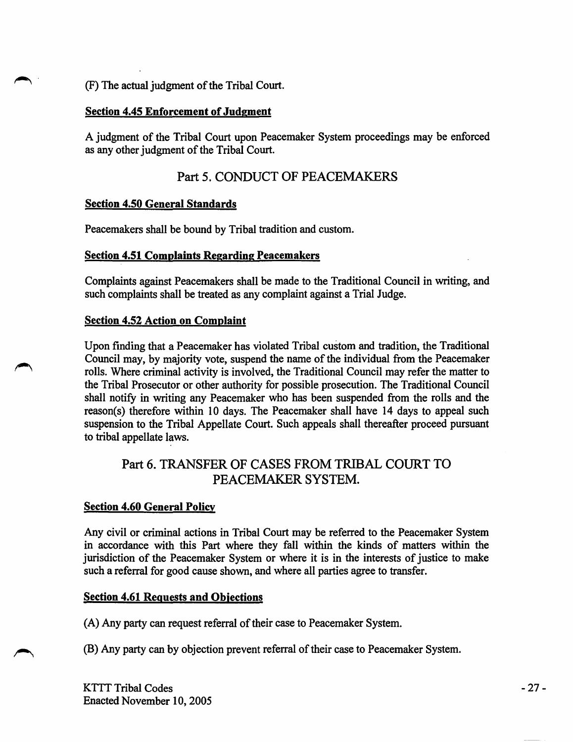(F) The actual judgment of the Tribal Court.

**Section 4.45 Enforcement of Judgment**

A judgment of the Tribal Court upon Peacemaker System proceedings may be enforced as any other judgment of the Tribal Court.

## Part 5. CONDUCT OF PEACEMAKERS

**Section 4.50 General Standards**

Peacemakers shall be bound by Tribal tradition and custom.

**Section 4.51 Complaints Regarding Peacemakers**

Complaints against Peacemakers shall be made to the Traditional Council in writing, and such complaints shall be treated as any complaint against a Trial Judge.

**Section 4.52 Action on Complaint**

Upon finding that a Peacemaker has violated Tribal custom and tradition, the Traditional Council may, by majority vote, suspend the name of the individual from the Peacemaker rolls. Where criminal activity is involved, the Traditional Council may refer the matter to the Tribal Prosecutor or other authority for possible prosecution. The Traditional Council shall notify in writing any Peacemaker who has been suspended from the rolls and the reason(s) therefore within 10 days. The Peacemaker shall have 14 days to appeal such suspension to the Tribal Appellate Court. Such appeals shall thereafter proceed pursuant to tribal appellate laws.

## Part 6. TRANSFER OF CASES FROM TRIBAL COURT TO PEACEMAKER SYSTEM.

**Section 4.60 General Policy**

Any civil or criminal actions in Tribal Court may be referred to the Peacemaker System in accordance with this Part where they fall within the kinds of matters within the jurisdiction of the Peacemaker System or where it is in the interests of justice to make such a referral for good cause shown, and where all parties agree to transfer.

**Section 4.61 Requests and Objections**

(A) Any party can request referral of their case to Peacemaker System.

(B) Any party can by objection prevent referral of their case to Peacemaker System.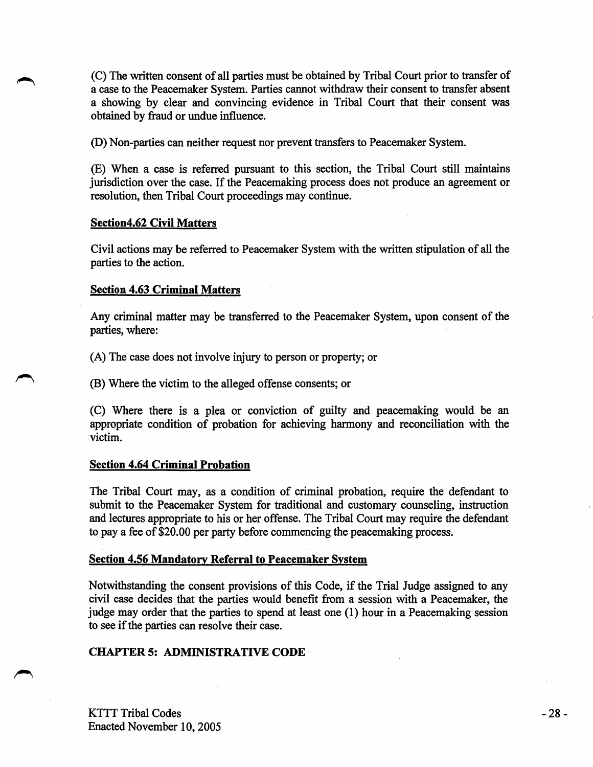(C) The written consent of all parties must be obtained by Tribal Court prior to transfer of a case to the Peacemaker System. Parties cannot withdraw their consent to transfer absent a showing by clear and convincing evidence in Tribal Court that their consent was obtained by fraud or undue influence.

(D) Non-parties can neither request nor prevent transfers to Peacemaker System.

(E) When a case is referred pursuant to this section, the Tribal Court still maintains jurisdiction over the case. If the Peacemaking process does not produce an agreement or resolution, then Tribal Court proceedings may continue.

**Section4.62 Civil Matters**

Civil actions may be referred to Peacemaker System with the written stipulation of all the parties to the action.

**Section 4.63 Criminal Matters**

Any criminal matter may be transferred to the Peacemaker System, upon consent of the parties, where:

(A) The case does not involve injury to person or property; or

(B) Where the victim to the alleged offense consents; or

(C) Where there is a plea or conviction of guilty and peacemaking would be an appropriate condition of probation for achieving harmony and reconciliation with the victim.

**Section 4.64 Criminal Probation**

The Tribal Court may, as a condition of criminal probation, require the defendant to submit to the Peacemaker System for traditional and customary counseling, instruction and lectures appropriate to his or her offense. The Tribal Court may require the defendant to pay a fee of $20.00 per party before commencing the peacemaking process.

**Section 4.56 Mandatory Referral to Peacemaker System**

Notwithstanding the consent provisions of this Code, if the Trial Judge assigned to any civil case decides that the parties would benefit from a session with a Peacemaker, the judge may order that the parties to spend at least one (1) hour in a Peacemaking session to see if the parties can resolve their case.

## CHAPTER 5: ADMINISTRATIVE CODE